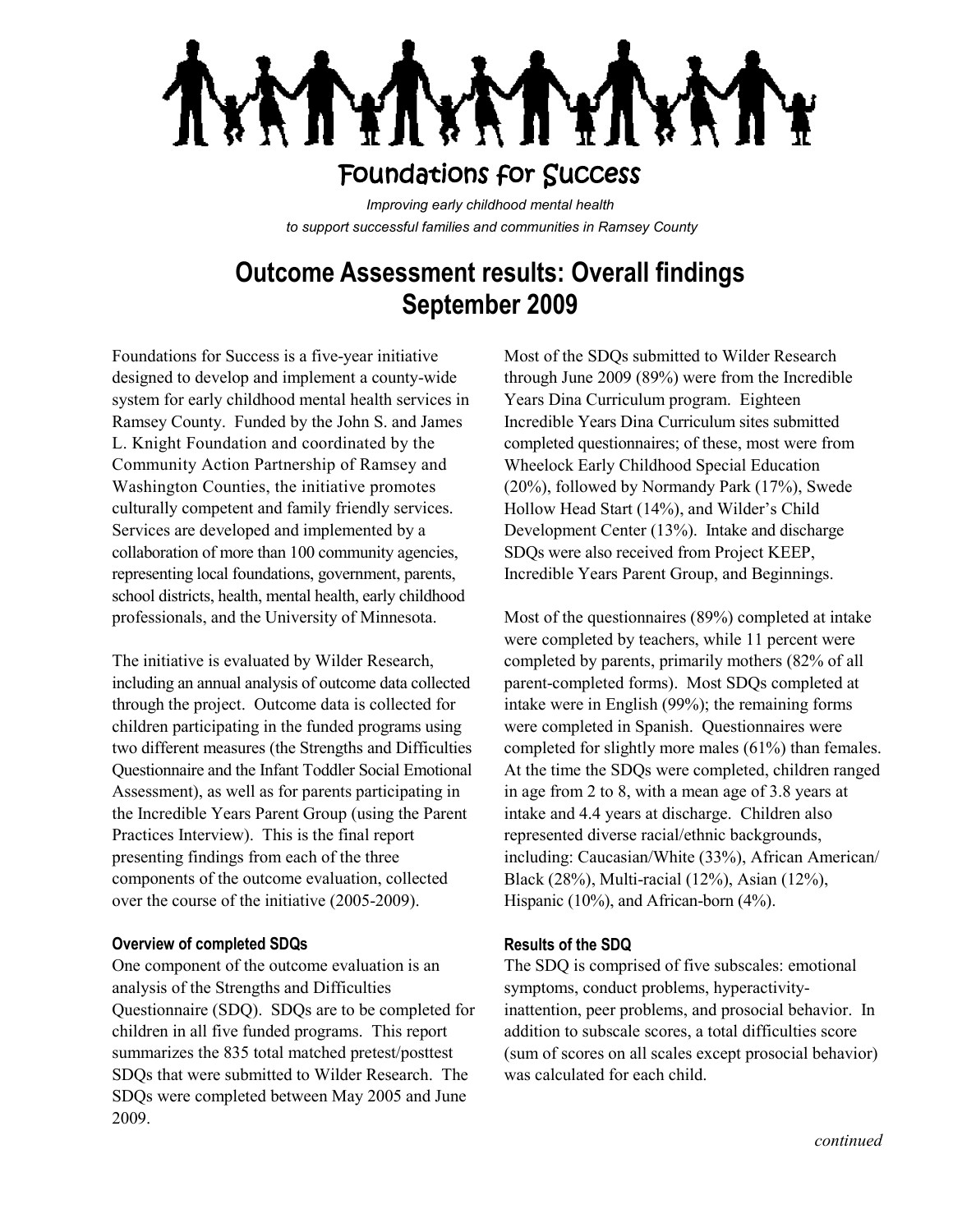# Foundations for Success

*Improving early childhood mental health to support successful families and communities in Ramsey County*

## Outcome Assessment results: Overall findings September 2009

Foundations for Success is a five-year initiative designed to develop and implement a county-wide system for early childhood mental health services in Ramsey County. Funded by the John S. and James L. Knight Foundation and coordinated by the Community Action Partnership of Ramsey and Washington Counties, the initiative promotes culturally competent and family friendly services. Services are developed and implemented by a collaboration of more than 100 community agencies, representing local foundations, government, parents, school districts, health, mental health, early childhood professionals, and the University of Minnesota.

The initiative is evaluated by Wilder Research, including an annual analysis of outcome data collected through the project. Outcome data is collected for children participating in the funded programs using two different measures (the Strengths and Difficulties Questionnaire and the Infant Toddler Social Emotional Assessment), as well as for parents participating in the Incredible Years Parent Group (using the Parent Practices Interview). This is the final report presenting findings from each of the three components of the outcome evaluation, collected over the course of the initiative (2005-2009).

#### Overview of completed SDQs

One component of the outcome evaluation is an analysis of the Strengths and Difficulties Questionnaire (SDQ). SDQs are to be completed for children in all five funded programs. This report summarizes the 835 total matched pretest/posttest SDQs that were submitted to Wilder Research. The SDQs were completed between May 2005 and June 2009.

Most of the SDQs submitted to Wilder Research through June 2009 (89%) were from the Incredible Years Dina Curriculum program. Eighteen Incredible Years Dina Curriculum sites submitted completed questionnaires; of these, most were from Wheelock Early Childhood Special Education (20%), followed by Normandy Park (17%), Swede Hollow Head Start (14%), and Wilder's Child Development Center (13%). Intake and discharge SDQs were also received from Project KEEP, Incredible Years Parent Group, and Beginnings.

Most of the questionnaires (89%) completed at intake were completed by teachers, while 11 percent were completed by parents, primarily mothers (82% of all parent-completed forms). Most SDQs completed at intake were in English (99%); the remaining forms were completed in Spanish. Questionnaires were completed for slightly more males (61%) than females. At the time the SDQs were completed, children ranged in age from 2 to 8, with a mean age of 3.8 years at intake and 4.4 years at discharge. Children also represented diverse racial/ethnic backgrounds, including: Caucasian/White (33%), African American/Black (28%), Multi-racial (12%), Asian (12%), Hispanic (10%), and African-born (4%).

#### Results of the SDQ

The SDQ is comprised of five subscales: emotional symptoms, conduct problems, hyperactivity-inattention, peer problems, and prosocial behavior. In addition to subscale scores, a total difficulties score (sum of scores on all scales except prosocial behavior) was calculated for each child.

*continued*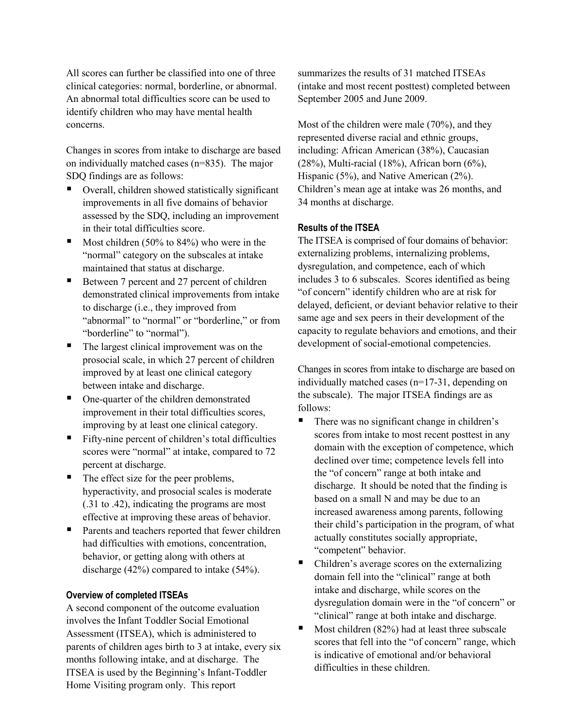All scores can further be classified into one of three clinical categories: normal, borderline, or abnormal. An abnormal total difficulties score can be used to identify children who may have mental health concerns.

Changes in scores from intake to discharge are based on individually matched cases (n=835). The major SDQ findings are as follows:

- Overall, children showed statistically significant improvements in all five domains of behavior assessed by the SDQ, including an improvement in their total difficulties score.
- Most children (50% to 84%) who were in the "normal" category on the subscales at intake maintained that status at discharge.
- Between 7 percent and 27 percent of children demonstrated clinical improvements from intake to discharge (i.e., they improved from "abnormal" to "normal" or "borderline," or from "borderline" to "normal").
- The largest clinical improvement was on the prosocial scale, in which 27 percent of children improved by at least one clinical category between intake and discharge.
- One-quarter of the children demonstrated improvement in their total difficulties scores, improving by at least one clinical category.
- Fifty-nine percent of children's total difficulties scores were "normal" at intake, compared to 72 percent at discharge.
- The effect size for the peer problems, hyperactivity, and prosocial scales is moderate (.31 to .42), indicating the programs are most effective at improving these areas of behavior.
- Parents and teachers reported that fewer children had difficulties with emotions, concentration, behavior, or getting along with others at discharge (42%) compared to intake (54%).

#### Overview of completed ITSEAs

A second component of the outcome evaluation involves the Infant Toddler Social Emotional Assessment (ITSEA), which is administered to parents of children ages birth to 3 at intake, every six months following intake, and at discharge. The ITSEA is used by the Beginning's Infant-Toddler Home Visiting program only. This report summarizes the results of 31 matched ITSEAs (intake and most recent posttest) completed between September 2005 and June 2009.

Most of the children were male (70%), and they represented diverse racial and ethnic groups, including: African American (38%), Caucasian (28%), Multi-racial (18%), African born (6%), Hispanic (5%), and Native American (2%). Children's mean age at intake was 26 months, and 34 months at discharge.

#### Results of the ITSEA

The ITSEA is comprised of four domains of behavior: externalizing problems, internalizing problems, dysregulation, and competence, each of which includes 3 to 6 subscales. Scores identified as being "of concern" identify children who are at risk for delayed, deficient, or deviant behavior relative to their same age and sex peers in their development of the capacity to regulate behaviors and emotions, and their development of social-emotional competencies.

Changes in scores from intake to discharge are based on individually matched cases (n=17-31, depending on the subscale). The major ITSEA findings are as follows:

- There was no significant change in children's scores from intake to most recent posttest in any domain with the exception of competence, which declined over time; competence levels fell into the "of concern" range at both intake and discharge. It should be noted that the finding is based on a small N and may be due to an increased awareness among parents, following their child's participation in the program, of what actually constitutes socially appropriate, "competent" behavior.
- Children's average scores on the externalizing domain fell into the "clinical" range at both intake and discharge, while scores on the dysregulation domain were in the "of concern" or "clinical" range at both intake and discharge.
- Most children (82%) had at least three subscale scores that fell into the "of concern" range, which is indicative of emotional and/or behavioral difficulties in these children.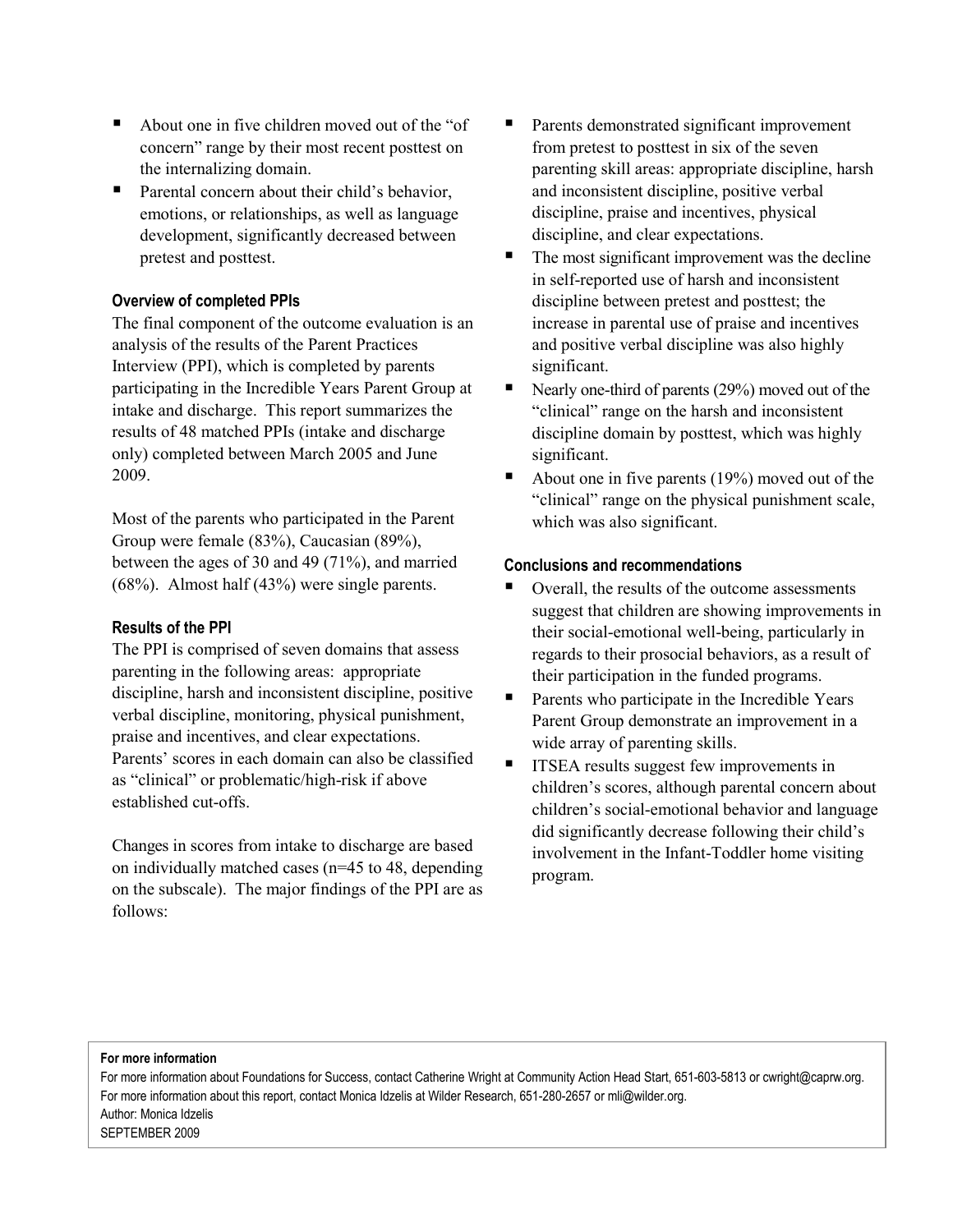- About one in five children moved out of the "of concern" range by their most recent posttest on the internalizing domain.
- Parental concern about their child's behavior, emotions, or relationships, as well as language development, significantly decreased between pretest and posttest.

### Overview of completed PPIs

The final component of the outcome evaluation is an analysis of the results of the Parent Practices Interview (PPI), which is completed by parents participating in the Incredible Years Parent Group at intake and discharge. This report summarizes the results of 48 matched PPIs (intake and discharge only) completed between March 2005 and June 2009.

Most of the parents who participated in the Parent Group were female (83%), Caucasian (89%), between the ages of 30 and 49 (71%), and married (68%). Almost half (43%) were single parents.

### Results of the PPI

The PPI is comprised of seven domains that assess parenting in the following areas: appropriate discipline, harsh and inconsistent discipline, positive verbal discipline, monitoring, physical punishment, praise and incentives, and clear expectations. Parents' scores in each domain can also be classified as "clinical" or problematic/high-risk if above established cut-offs.

Changes in scores from intake to discharge are based on individually matched cases (n=45 to 48, depending on the subscale). The major findings of the PPI are as follows:

- Parents demonstrated significant improvement from pretest to posttest in six of the seven parenting skill areas: appropriate discipline, harsh and inconsistent discipline, positive verbal discipline, praise and incentives, physical discipline, and clear expectations.
- The most significant improvement was the decline in self-reported use of harsh and inconsistent discipline between pretest and posttest; the increase in parental use of praise and incentives and positive verbal discipline was also highly significant.
- Nearly one-third of parents (29%) moved out of the "clinical" range on the harsh and inconsistent discipline domain by posttest, which was highly significant.
- About one in five parents (19%) moved out of the "clinical" range on the physical punishment scale, which was also significant.

### Conclusions and recommendations

- Overall, the results of the outcome assessments suggest that children are showing improvements in their social-emotional well-being, particularly in regards to their prosocial behaviors, as a result of their participation in the funded programs.
- Parents who participate in the Incredible Years Parent Group demonstrate an improvement in a wide array of parenting skills.
- ITSEA results suggest few improvements in children's scores, although parental concern about children's social-emotional behavior and language did significantly decrease following their child's involvement in the Infant-Toddler home visiting program.

**For more information**

For more information about Foundations for Success, contact Catherine Wright at Community Action Head Start, 651-603-5813 or cwright@caprw.org.
For more information about this report, contact Monica Idzelis at Wilder Research, 651-280-2657 or mli@wilder.org.
Author: Monica Idzelis
SEPTEMBER 2009